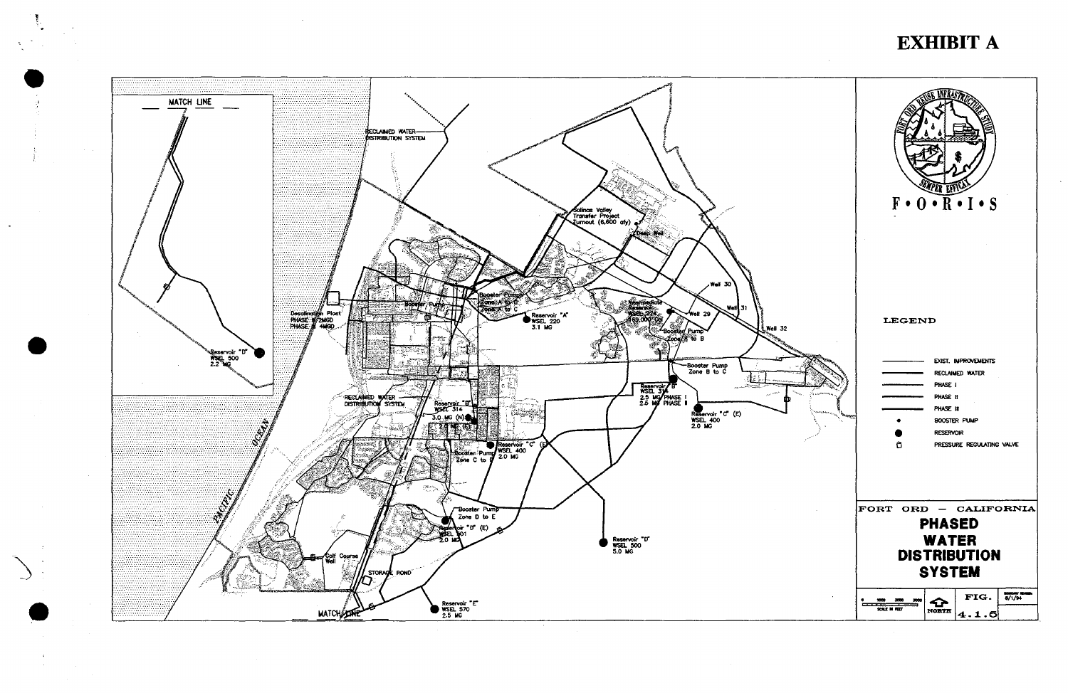# EXHIBIT A

MATCH LINE

Reservoir "D" WSEL 500 2.2 MG

RECLAIMED WATER DISTRIBUTION SYSTEM

Salinas Valley Transfer Project Turnout (6,600 afy)

Deep Well

Well 30

Well 31

Well 29

Well 32

Desalination Plant PHASE II 2MGD PHASE III 4MGD

Booster Pump

Booster Pump Zone A to B Zone A to C

Reservoir "A" WSEL 220 3.1 MG

Intermediate Reservoir WSEL 224 489,000 Gal

Booster Pump Zone A to B

Booster Pump Zone B to C

Reservoir "B" WSEL 314 2.5 MG PHASE I 2.5 MG PHASE II

Reservoir "C" (E) WSEL 400 2.0 MG

RECLAIMED WATER DISTRIBUTION SYSTEM

Reservoir "B" WSEL 314 3.0 MG (N) 2.0 MG (E)

Reservoir "C" (E) WSEL 400 2.0 MG

Booster Pump Zone C to D

PACIFIC OCEAN

Booster Pump Zone D to E

Reservoir "D" (E) WSEL 501 2.0 MG

Reservoir "D" WSEL 500 5.0 MG

Golf Course Well

STORAGE POND

Reservoir "E" WSEL 570 2.5 MG

MATCH LINE

FORT ORD REUSE INFRASTRUCTURE STUDY — SEMPER EFFICAX

F • O • R • I • S

LEGEND

- EXIST. IMPROVEMENTS
- RECLAIMED WATER
- PHASE I
- PHASE II
- PHASE III
- BOOSTER PUMP
- RESERVOIR
- PRESSURE REGULATING VALVE

FORT ORD — CALIFORNIA

**PHASED WATER DISTRIBUTION SYSTEM**

0 1000 2000 3000 SCALE IN FEET

NORTH

FIG. 4.1.5

8/1/94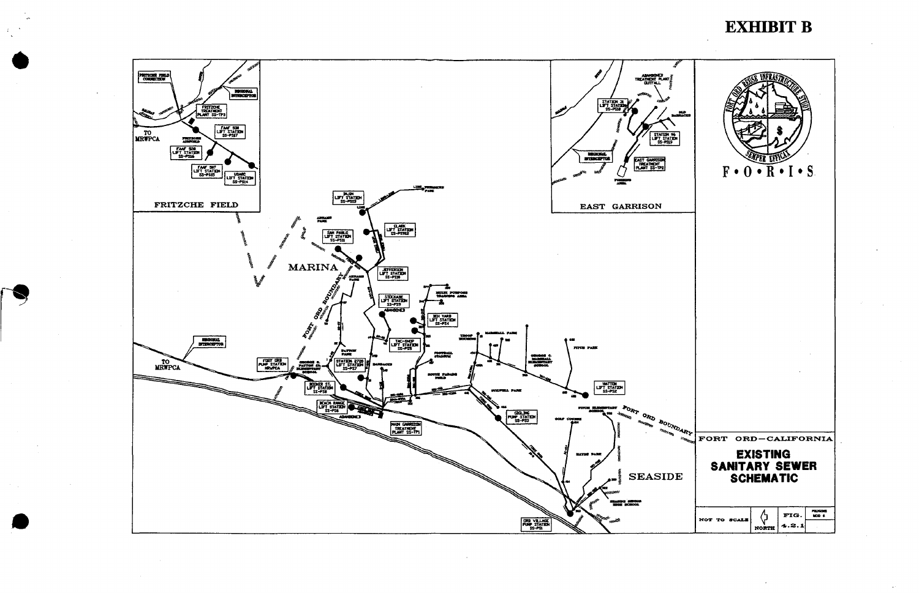# EXHIBIT B

FRITZCHE FIELD

EAST GARRISON

F • O • R • I • S

FORT ORD—CALIFORNIA

**EXISTING SANITARY SEWER SCHEMATIC**

NOT TO SCALE

NORTH

FIG. 4.2.1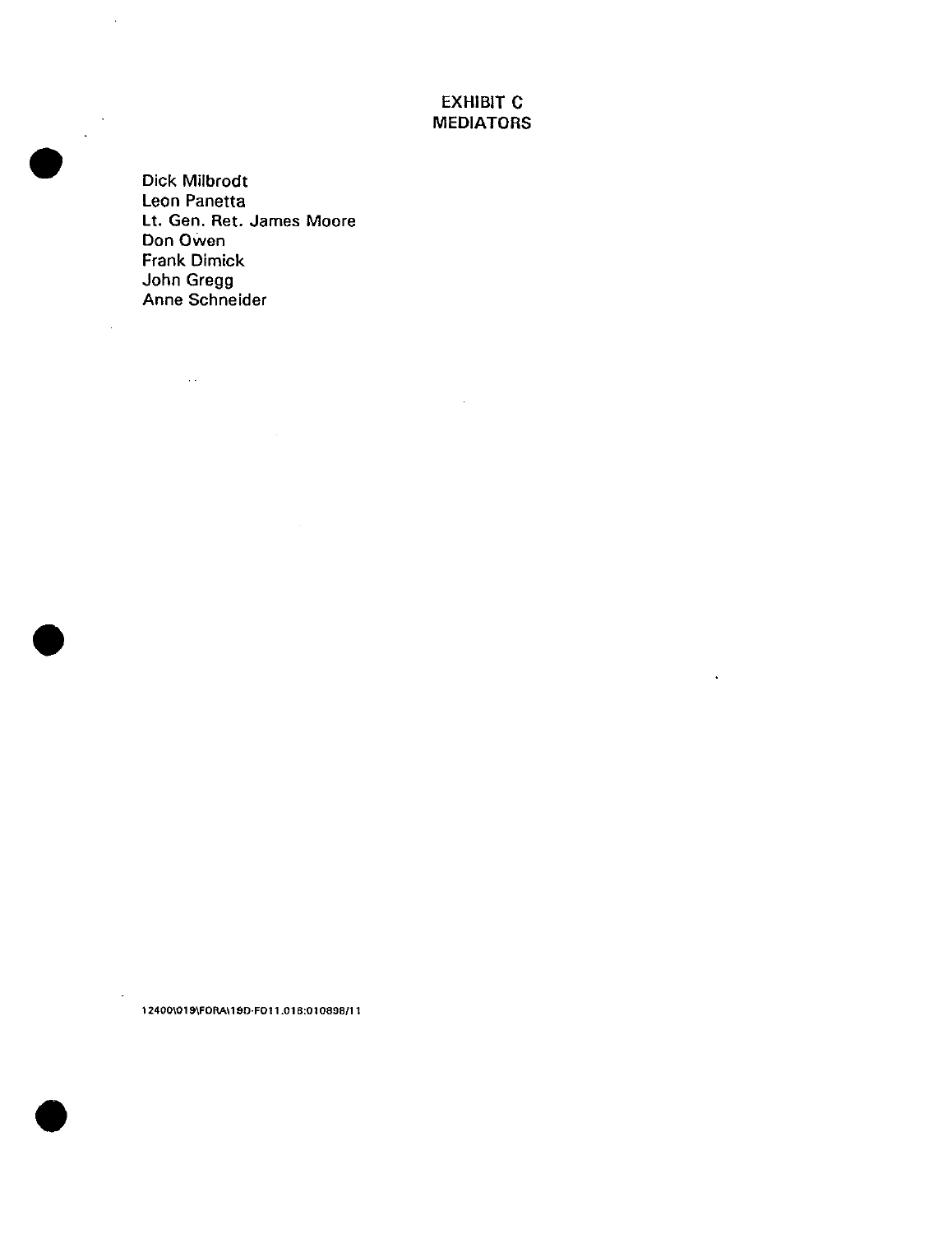# EXHIBIT C
## MEDIATORS

Dick Milbrodt
Leon Panetta
Lt. Gen. Ret. James Moore
Don Owen
Frank Dimick
John Gregg
Anne Schneider

12400\019\FORA\19D-F011.018:010898/11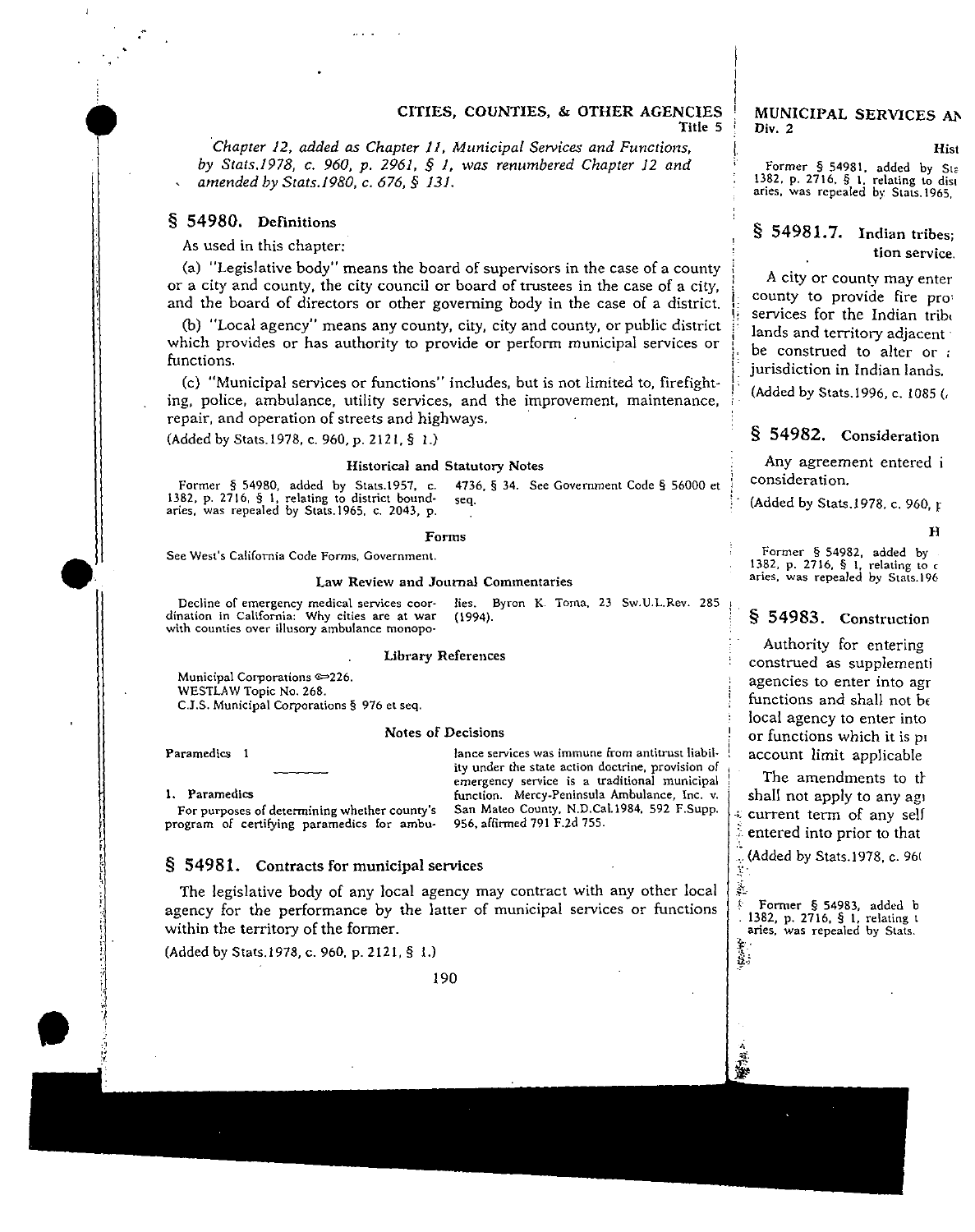*Chapter 12, added as Chapter 11, Municipal Services and Functions, by Stats.1978, c. 960, p. 2961, § 1, was renumbered Chapter 12 and amended by Stats.1980, c. 676, § 131.*

## § 54980. Definitions

As used in this chapter:

(a) "Legislative body" means the board of supervisors in the case of a county or a city and county, the city council or board of trustees in the case of a city, and the board of directors or other governing body in the case of a district.

(b) "Local agency" means any county, city, city and county, or public district which provides or has authority to provide or perform municipal services or functions.

(c) "Municipal services or functions" includes, but is not limited to, firefighting, police, ambulance, utility services, and the improvement, maintenance, repair, and operation of streets and highways.

(Added by Stats.1978, c. 960, p. 2121, § 1.)

### Historical and Statutory Notes

Former § 54980, added by Stats.1957, c. 1382, p. 2716, § 1, relating to district boundaries, was repealed by Stats.1965, c. 2043, p. 4736, § 34. See Government Code § 56000 et seq.

### Forms

See West's California Code Forms, Government.

### Law Review and Journal Commentaries

Decline of emergency medical services coordination in California: Why cities are at war with counties over illusory ambulance monopolies. Byron K. Toma, 23 Sw.U.L.Rev. 285 (1994).

### Library References

Municipal Corporations ⇐226.
WESTLAW Topic No. 268.
C.J.S. Municipal Corporations § 976 et seq.

### Notes of Decisions

Paramedics 1

**1. Paramedics**

For purposes of determining whether county's program of certifying paramedics for ambulance services was immune from antitrust liability under the state action doctrine, provision of emergency service is a traditional municipal function. Mercy-Peninsula Ambulance, Inc. v. San Mateo County, N.D.Cal.1984, 592 F.Supp. 956, affirmed 791 F.2d 755.

## § 54981. Contracts for municipal services

The legislative body of any local agency may contract with any other local agency for the performance by the latter of municipal services or functions within the territory of the former.

(Added by Stats.1978, c. 960, p. 2121, § 1.)

### Hist

Former § 54981, added by Sta 1382, p. 2716, § 1, relating to dist aries, was repealed by Stats.1965,

## § 54981.7. Indian tribes; tion service.

A city or county may enter county to provide fire pro services for the Indian trib lands and territory adjacent be construed to alter or jurisdiction in Indian lands.

(Added by Stats.1996, c. 1085 (

## § 54982. Consideration

Any agreement entered i consideration.

(Added by Stats.1978, c. 960, p

### H

Former § 54982, added by 1382, p. 2716, § 1, relating to c aries, was repealed by Stats.196

## § 54983. Construction

Authority for entering construed as supplementi agencies to enter into agr functions and shall not be local agency to enter into or functions which it is pr account limit applicable

The amendments to th shall not apply to any agr current term of any self entered into prior to that

(Added by Stats.1978, c. 96(

Former § 54983, added b 1382, p. 2716, § 1, relating t aries, was repealed by Stats.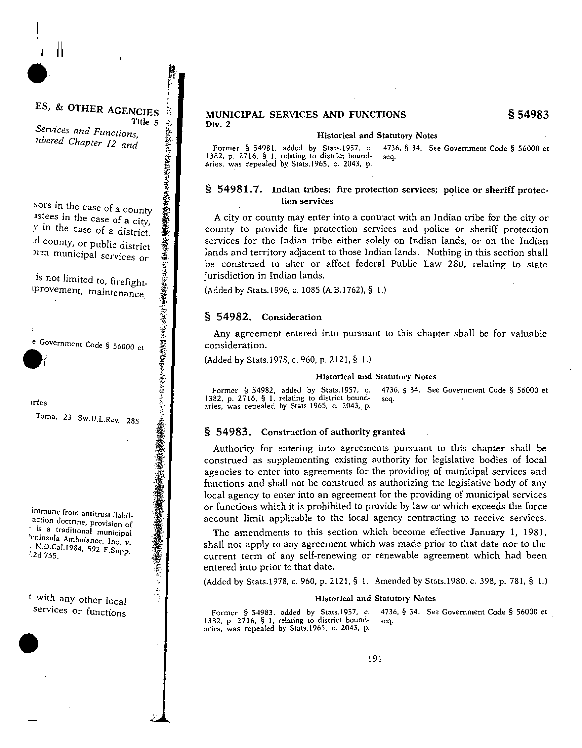### Historical and Statutory Notes

Former § 54981, added by Stats.1957, c. 1382, p. 2716, § 1, relating to district boundaries, was repealed by Stats.1965, c. 2043, p. 4736, § 34. See Government Code § 56000 et seq.

## § 54981.7. Indian tribes; fire protection services; police or sheriff protection services

A city or county may enter into a contract with an Indian tribe for the city or county to provide fire protection services and police or sheriff protection services for the Indian tribe either solely on Indian lands, or on the Indian lands and territory adjacent to those Indian lands. Nothing in this section shall be construed to alter or affect federal Public Law 280, relating to state jurisdiction in Indian lands.

(Added by Stats.1996, c. 1085 (A.B.1762), § 1.)

## § 54982. Consideration

Any agreement entered into pursuant to this chapter shall be for valuable consideration.

(Added by Stats.1978, c. 960, p. 2121, § 1.)

### Historical and Statutory Notes

Former § 54982, added by Stats.1957, c. 1382, p. 2716, § 1, relating to district boundaries, was repealed by Stats.1965, c. 2043, p. 4736, § 34. See Government Code § 56000 et seq.

## § 54983. Construction of authority granted

Authority for entering into agreements pursuant to this chapter shall be construed as supplementing existing authority for legislative bodies of local agencies to enter into agreements for the providing of municipal services and functions and shall not be construed as authorizing the legislative body of any local agency to enter into an agreement for the providing of municipal services or functions which it is prohibited to provide by law or which exceeds the force account limit applicable to the local agency contracting to receive services.

The amendments to this section which become effective January 1, 1981, shall not apply to any agreement which was made prior to that date nor to the current term of any self-renewing or renewable agreement which had been entered into prior to that date.

(Added by Stats.1978, c. 960, p. 2121, § 1. Amended by Stats.1980, c. 398, p. 781, § 1.)

### Historical and Statutory Notes

Former § 54983, added by Stats.1957, c. 1382, p. 2716, § 1, relating to district boundaries, was repealed by Stats.1965, c. 2043, p. 4736, § 34. See Government Code § 56000 et seq.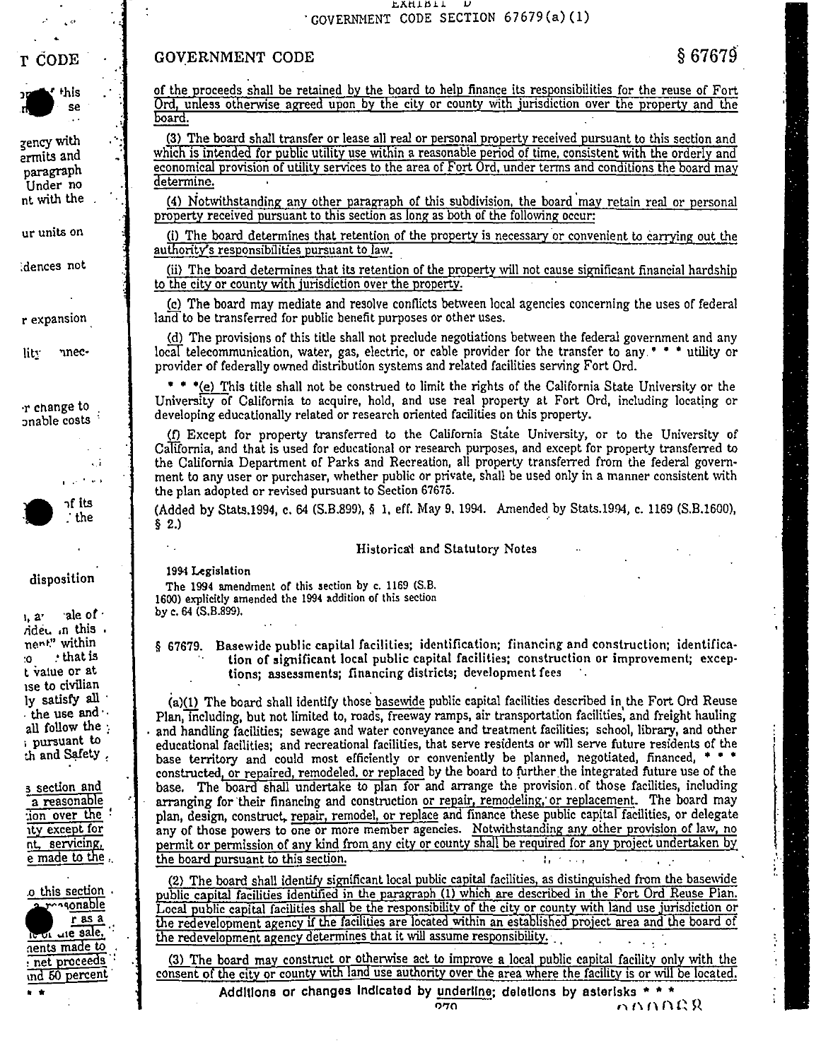EXHIBIT D
GOVERNMENT CODE SECTION 67679(a)(1)

of the proceeds shall be retained by the board to help finance its responsibilities for the reuse of Fort Ord, unless otherwise agreed upon by the city or county with jurisdiction over the property and the board.

(3) The board shall transfer or lease all real or personal property received pursuant to this section and which is intended for public utility use within a reasonable period of time, consistent with the orderly and economical provision of utility services to the area of Fort Ord, under terms and conditions the board may determine.

(4) Notwithstanding any other paragraph of this subdivision, the board may retain real or personal property received pursuant to this section as long as both of the following occur:

(i) The board determines that retention of the property is necessary or convenient to carrying out the authority's responsibilities pursuant to law.

(ii) The board determines that its retention of the property will not cause significant financial hardship to the city or county with jurisdiction over the property.

(c) The board may mediate and resolve conflicts between local agencies concerning the uses of federal land to be transferred for public benefit purposes or other uses.

(d) The provisions of this title shall not preclude negotiations between the federal government and any local telecommunication, water, gas, electric, or cable provider for the transfer to any * * * utility or provider of federally owned distribution systems and related facilities serving Fort Ord.

* * *(e) This title shall not be construed to limit the rights of the California State University or the University of California to acquire, hold, and use real property at Fort Ord, including locating or developing educationally related or research oriented facilities on this property.

(f) Except for property transferred to the California State University, or to the University of California, and that is used for educational or research purposes, and except for property transferred to the California Department of Parks and Recreation, all property transferred from the federal government to any user or purchaser, whether public or private, shall be used only in a manner consistent with the plan adopted or revised pursuant to Section 67675.

(Added by Stats.1994, c. 64 (S.B.899), § 1, eff. May 9, 1994. Amended by Stats.1994, c. 1169 (S.B.1600), § 2.)

#### Historical and Statutory Notes

**1994 Legislation**

The 1994 amendment of this section by c. 1169 (S.B. 1600) explicitly amended the 1994 addition of this section by c. 64 (S.B.899).

### § 67679. Basewide public capital facilities; identification; financing and construction; identification of significant local public capital facilities; construction or improvement; exceptions; assessments; financing districts; development fees

(a)(1) The board shall identify those basewide public capital facilities described in the Fort Ord Reuse Plan, including, but not limited to, roads, freeway ramps, air transportation facilities, and freight hauling and handling facilities; sewage and water conveyance and treatment facilities; school, library, and other educational facilities; and recreational facilities, that serve residents or will serve future residents of the base territory and could most efficiently or conveniently be planned, negotiated, financed, * * * constructed, or repaired, remodeled, or replaced by the board to further the integrated future use of the base. The board shall undertake to plan for and arrange the provision of those facilities, including arranging for their financing and construction or repair, remodeling, or replacement. The board may plan, design, construct, repair, remodel, or replace and finance these public capital facilities, or delegate any of those powers to one or more member agencies. Notwithstanding any other provision of law, no permit or permission of any kind from any city or county shall be required for any project undertaken by the board pursuant to this section.

(2) The board shall identify significant local public capital facilities, as distinguished from the basewide public capital facilities identified in the paragraph (1) which are described in the Fort Ord Reuse Plan. Local public capital facilities shall be the responsibility of the city or county with land use jurisdiction or the redevelopment agency if the facilities are located within an established project area and the board of the redevelopment agency determines that it will assume responsibility.

(3) The board may construct or otherwise act to improve a local public capital facility only with the consent of the city or county with land use authority over the area where the facility is or will be located.

Additions or changes indicated by underline; deletions by asterisks * * *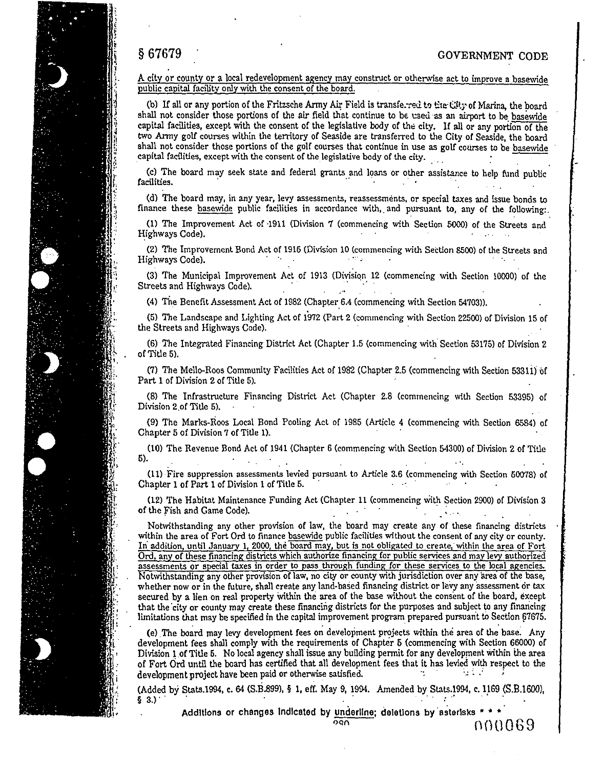§ 67679 GOVERNMENT CODE

A city or county or a local redevelopment agency may construct or otherwise act to improve a basewide public capital facility only with the consent of the board.

(b) If all or any portion of the Fritzsche Army Air Field is transferred to the City of Marina, the board shall not consider those portions of the air field that continue to be used as an airport to be basewide capital facilities, except with the consent of the legislative body of the city. If all or any portion of the two Army golf courses within the territory of Seaside are transferred to the City of Seaside, the board shall not consider those portions of the golf courses that continue in use as golf courses to be basewide capital facilities, except with the consent of the legislative body of the city.

(c) The board may seek state and federal grants and loans or other assistance to help fund public facilities.

(d) The board may, in any year, levy assessments, reassessments, or special taxes and issue bonds to finance these basewide public facilities in accordance with, and pursuant to, any of the following:

(1) The Improvement Act of 1911 (Division 7 (commencing with Section 5000) of the Streets and Highways Code).

(2) The Improvement Bond Act of 1915 (Division 10 (commencing with Section 8500) of the Streets and Highways Code).

(3) The Municipal Improvement Act of 1913 (Division 12 (commencing with Section 10000) of the Streets and Highways Code).

(4) The Benefit Assessment Act of 1982 (Chapter 6.4 (commencing with Section 54703)).

(5) The Landscape and Lighting Act of 1972 (Part 2 (commencing with Section 22500) of Division 15 of the Streets and Highways Code).

(6) The Integrated Financing District Act (Chapter 1.5 (commencing with Section 53175) of Division 2 of Title 5).

(7) The Mello-Roos Community Facilities Act of 1982 (Chapter 2.5 (commencing with Section 53311) of Part 1 of Division 2 of Title 5).

(8) The Infrastructure Financing District Act (Chapter 2.8 (commencing with Section 53395) of Division 2 of Title 5).

(9) The Marks-Roos Local Bond Pooling Act of 1985 (Article 4 (commencing with Section 6584) of Chapter 5 of Division 7 of Title 1).

(10) The Revenue Bond Act of 1941 (Chapter 6 (commencing with Section 54300) of Division 2 of Title 5).

(11) Fire suppression assessments levied pursuant to Article 3.6 (commencing with Section 50078) of Chapter 1 of Part 1 of Division 1 of Title 5.

(12) The Habitat Maintenance Funding Act (Chapter 11 (commencing with Section 2900) of Division 3 of the Fish and Game Code).

Notwithstanding any other provision of law, the board may create any of these financing districts within the area of Fort Ord to finance basewide public facilities without the consent of any city or county. In addition, until January 1, 2000, the board may, but is not obligated to create, within the area of Fort Ord, any of these financing districts which authorize financing for public services and may levy authorized assessments or special taxes in order to pass through funding for these services to the local agencies. Notwithstanding any other provision of law, no city or county with jurisdiction over any area of the base, whether now or in the future, shall create any land-based financing district or levy any assessment or tax secured by a lien on real property within the area of the base without the consent of the board, except that the city or county may create these financing districts for the purposes and subject to any financing limitations that may be specified in the capital improvement program prepared pursuant to Section 67675.

(e) The board may levy development fees on development projects within the area of the base. Any development fees shall comply with the requirements of Chapter 5 (commencing with Section 66000) of Division 1 of Title 5. No local agency shall issue any building permit for any development within the area of Fort Ord until the board has certified that all development fees that it has levied with respect to the development project have been paid or otherwise satisfied.

(Added by Stats.1994, c. 64 (S.B.899), § 1, eff. May 9, 1994. Amended by Stats.1994, c. 1169 (S.B.1600), § 3.)

Additions or changes indicated by underline; deletions by asterisks * * *

000069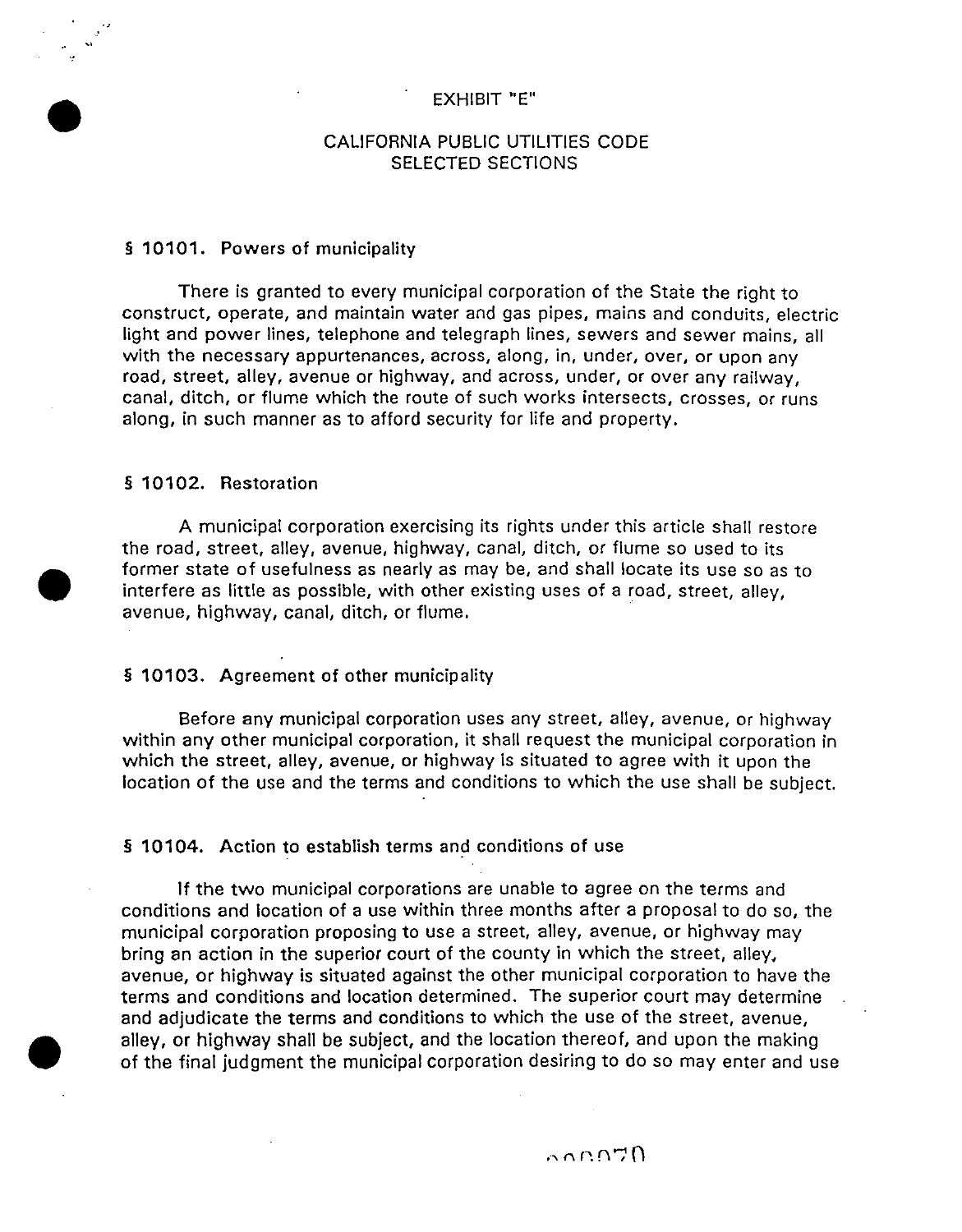EXHIBIT "E"

# CALIFORNIA PUBLIC UTILITIES CODE SELECTED SECTIONS

## § 10101. Powers of municipality

There is granted to every municipal corporation of the State the right to construct, operate, and maintain water and gas pipes, mains and conduits, electric light and power lines, telephone and telegraph lines, sewers and sewer mains, all with the necessary appurtenances, across, along, in, under, over, or upon any road, street, alley, avenue or highway, and across, under, or over any railway, canal, ditch, or flume which the route of such works intersects, crosses, or runs along, in such manner as to afford security for life and property.

## § 10102. Restoration

A municipal corporation exercising its rights under this article shall restore the road, street, alley, avenue, highway, canal, ditch, or flume so used to its former state of usefulness as nearly as may be, and shall locate its use so as to interfere as little as possible, with other existing uses of a road, street, alley, avenue, highway, canal, ditch, or flume.

## § 10103. Agreement of other municipality

Before any municipal corporation uses any street, alley, avenue, or highway within any other municipal corporation, it shall request the municipal corporation in which the street, alley, avenue, or highway is situated to agree with it upon the location of the use and the terms and conditions to which the use shall be subject.

## § 10104. Action to establish terms and conditions of use

If the two municipal corporations are unable to agree on the terms and conditions and location of a use within three months after a proposal to do so, the municipal corporation proposing to use a street, alley, avenue, or highway may bring an action in the superior court of the county in which the street, alley, avenue, or highway is situated against the other municipal corporation to have the terms and conditions and location determined. The superior court may determine and adjudicate the terms and conditions to which the use of the street, avenue, alley, or highway shall be subject, and the location thereof, and upon the making of the final judgment the municipal corporation desiring to do so may enter and use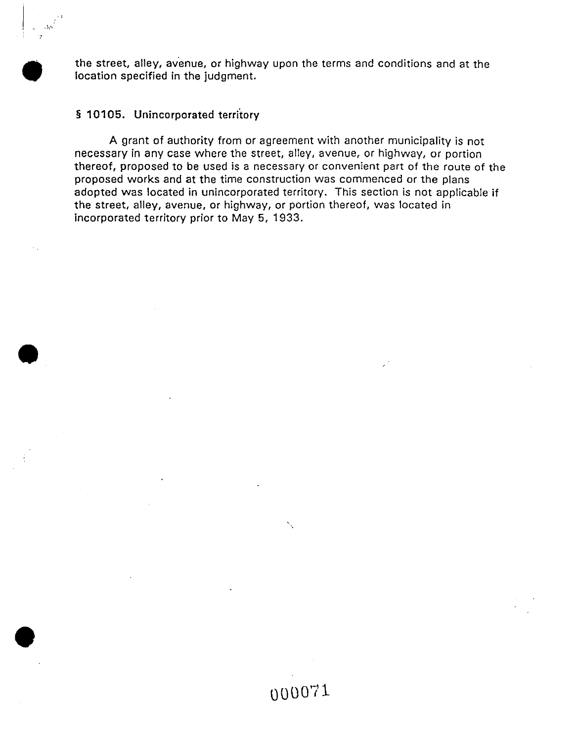the street, alley, avenue, or highway upon the terms and conditions and at the location specified in the judgment.

### § 10105. Unincorporated territory

A grant of authority from or agreement with another municipality is not necessary in any case where the street, alley, avenue, or highway, or portion thereof, proposed to be used is a necessary or convenient part of the route of the proposed works and at the time construction was commenced or the plans adopted was located in unincorporated territory. This section is not applicable if the street, alley, avenue, or highway, or portion thereof, was located in incorporated territory prior to May 5, 1933.